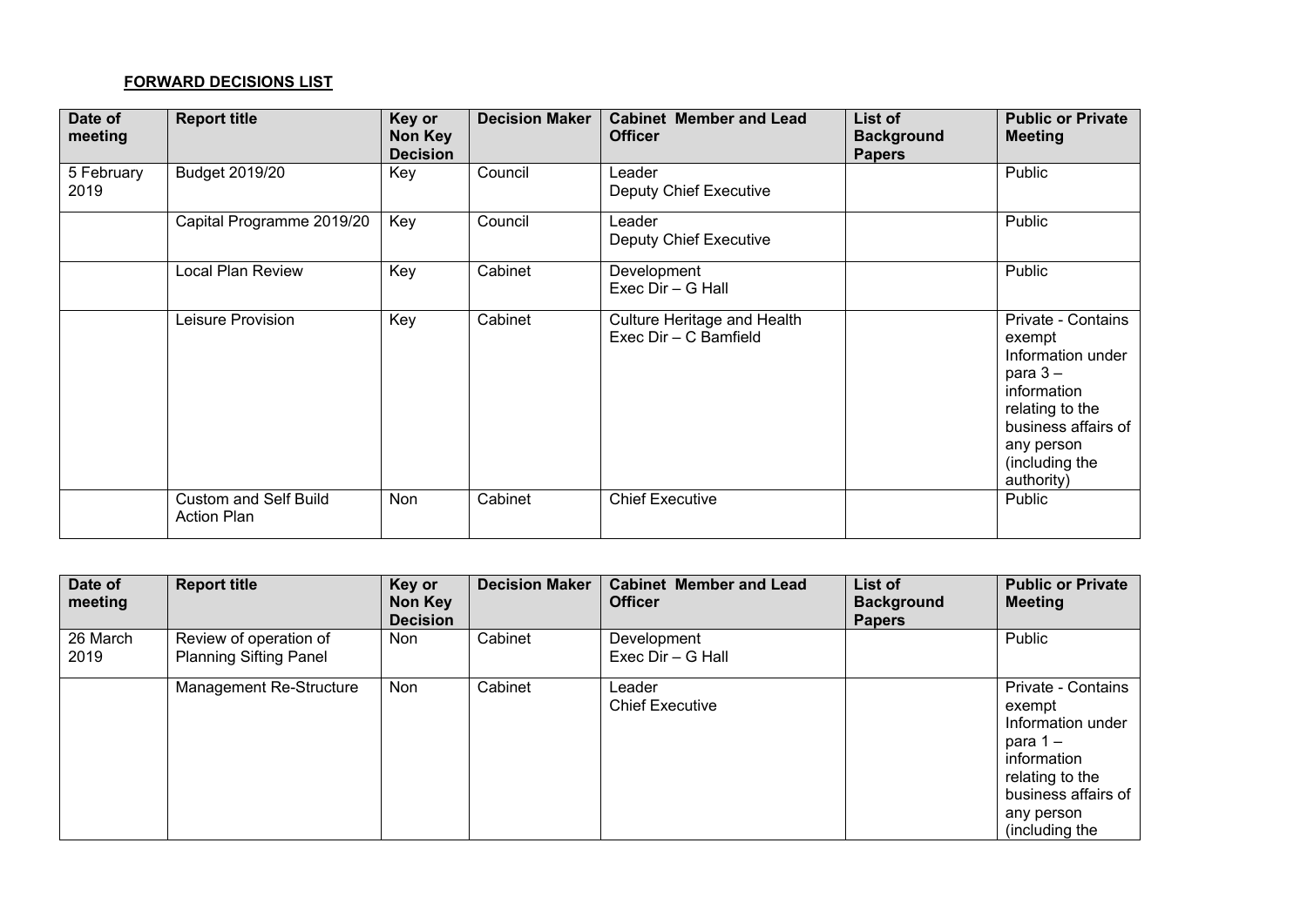**FORWARD DECISIONS LIST**

| Date of meeting | Report title | Key or Non Key Decision | Decision Maker | Cabinet Member and Lead Officer | List of Background Papers | Public or Private Meeting |
|---|---|---|---|---|---|---|
| 5 February 2019 | Budget 2019/20 | Key | Council | Leader<br>Deputy Chief Executive | | Public |
| | Capital Programme 2019/20 | Key | Council | Leader<br>Deputy Chief Executive | | Public |
| | Local Plan Review | Key | Cabinet | Development<br>Exec Dir – G Hall | | Public |
| | Leisure Provision | Key | Cabinet | Culture Heritage and Health<br>Exec Dir – C Bamfield | | Private - Contains exempt Information under para 3 – information relating to the business affairs of any person (including the authority) |
| | Custom and Self Build Action Plan | Non | Cabinet | Chief Executive | | Public |

| Date of meeting | Report title | Key or Non Key Decision | Decision Maker | Cabinet Member and Lead Officer | List of Background Papers | Public or Private Meeting |
|---|---|---|---|---|---|---|
| 26 March 2019 | Review of operation of Planning Sifting Panel | Non | Cabinet | Development<br>Exec Dir – G Hall | | Public |
| | Management Re-Structure | Non | Cabinet | Leader<br>Chief Executive | | Private - Contains exempt Information under para 1 – information relating to the business affairs of any person (including the |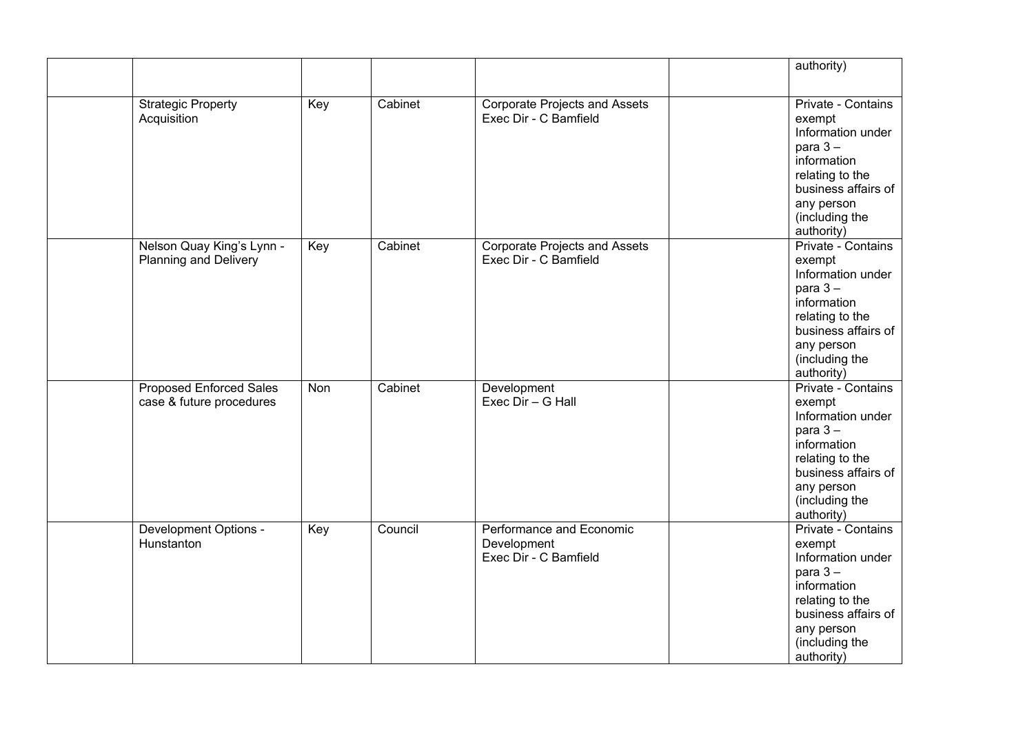| | | | | | | |
|---|---|---|---|---|---|---|
| | | | | | | authority) |
| | Strategic Property Acquisition | Key | Cabinet | Corporate Projects and Assets Exec Dir - C Bamfield | | Private - Contains exempt Information under para 3 – information relating to the business affairs of any person (including the authority) |
| | Nelson Quay King's Lynn - Planning and Delivery | Key | Cabinet | Corporate Projects and Assets Exec Dir - C Bamfield | | Private - Contains exempt Information under para 3 – information relating to the business affairs of any person (including the authority) |
| | Proposed Enforced Sales case & future procedures | Non | Cabinet | Development Exec Dir – G Hall | | Private - Contains exempt Information under para 3 – information relating to the business affairs of any person (including the authority) |
| | Development Options - Hunstanton | Key | Council | Performance and Economic Development Exec Dir - C Bamfield | | Private - Contains exempt Information under para 3 – information relating to the business affairs of any person (including the authority) |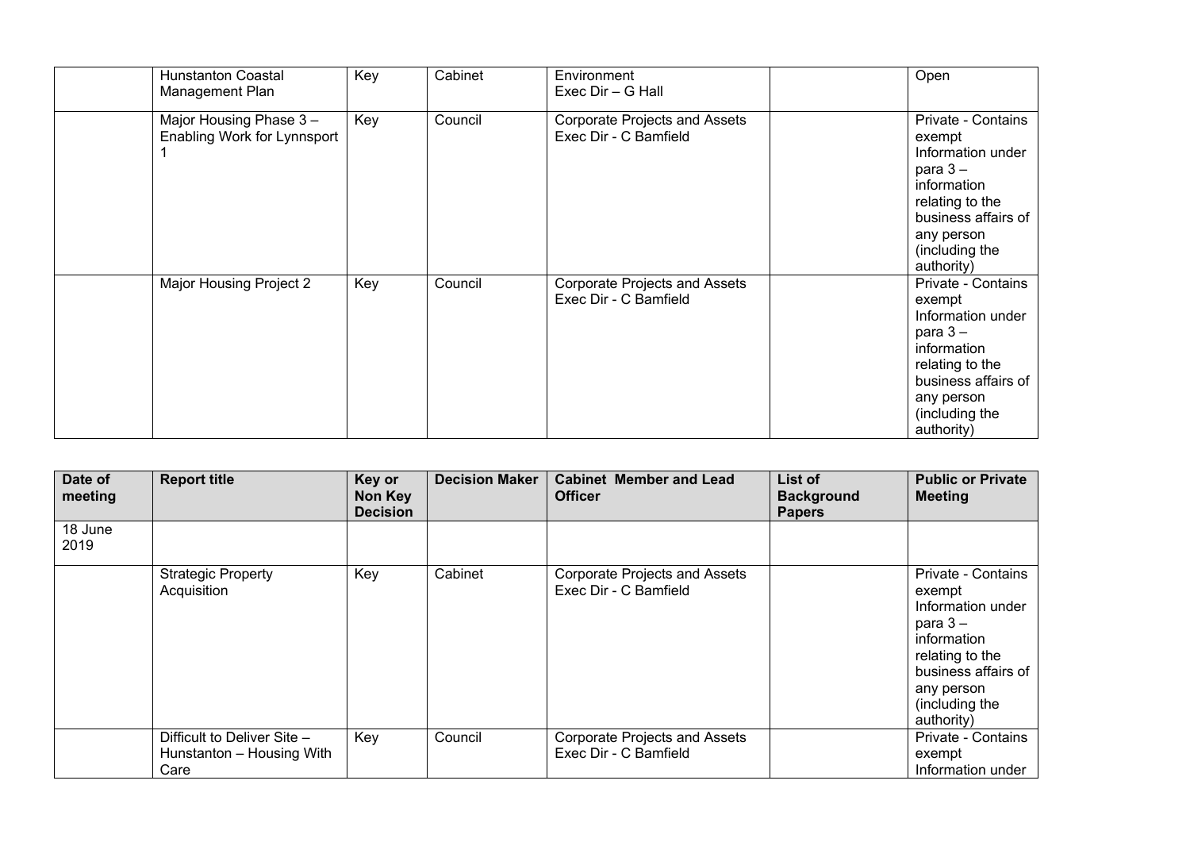| | | | | | | |
|---|---|---|---|---|---|---|
| | Hunstanton Coastal Management Plan | Key | Cabinet | Environment<br>Exec Dir – G Hall | | Open |
| | Major Housing Phase 3 – Enabling Work for Lynnsport 1 | Key | Council | Corporate Projects and Assets<br>Exec Dir - C Bamfield | | Private - Contains exempt Information under para 3 – information relating to the business affairs of any person (including the authority) |
| | Major Housing Project 2 | Key | Council | Corporate Projects and Assets<br>Exec Dir - C Bamfield | | Private - Contains exempt Information under para 3 – information relating to the business affairs of any person (including the authority) |

| Date of meeting | Report title | Key or Non Key Decision | Decision Maker | Cabinet Member and Lead Officer | List of Background Papers | Public or Private Meeting |
|---|---|---|---|---|---|---|
| 18 June 2019 | | | | | | |
| | Strategic Property Acquisition | Key | Cabinet | Corporate Projects and Assets<br>Exec Dir - C Bamfield | | Private - Contains exempt Information under para 3 – information relating to the business affairs of any person (including the authority) |
| | Difficult to Deliver Site – Hunstanton – Housing With Care | Key | Council | Corporate Projects and Assets<br>Exec Dir - C Bamfield | | Private - Contains exempt Information under |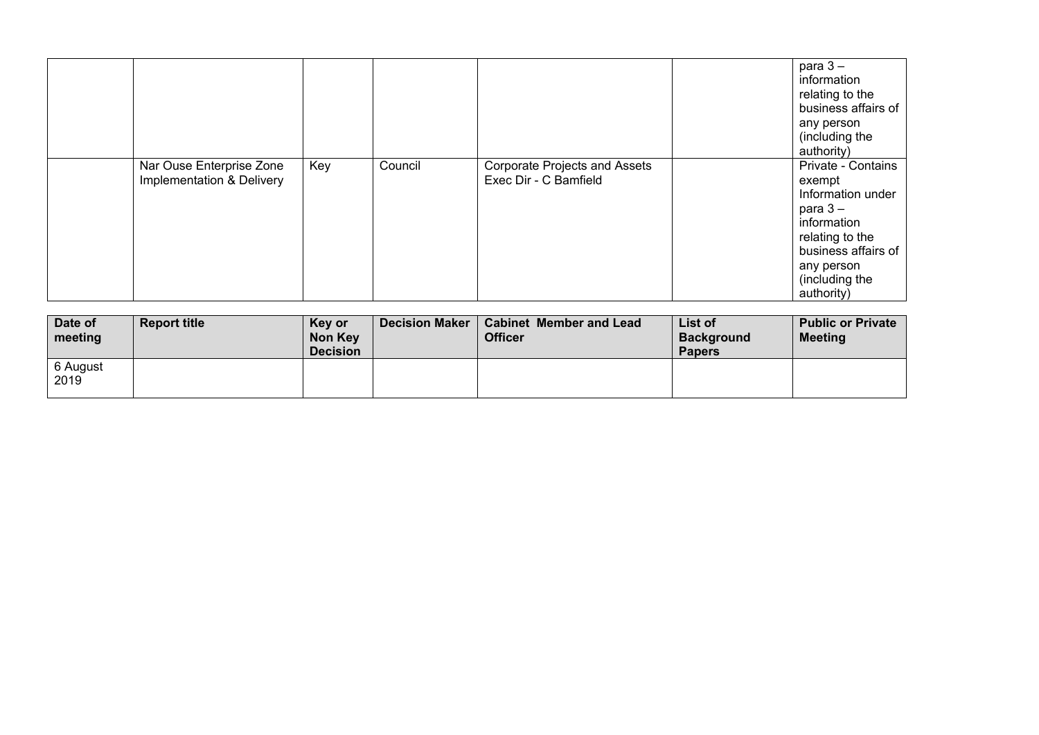| | | | | | | |
|---|---|---|---|---|---|---|
| | | | | | | para 3 – information relating to the business affairs of any person (including the authority) |
| | Nar Ouse Enterprise Zone Implementation & Delivery | Key | Council | Corporate Projects and Assets Exec Dir - C Bamfield | | Private - Contains exempt Information under para 3 – information relating to the business affairs of any person (including the authority) |

| Date of meeting | Report title | Key or Non Key Decision | Decision Maker | Cabinet Member and Lead Officer | List of Background Papers | Public or Private Meeting |
|---|---|---|---|---|---|---|
| 6 August 2019 | | | | | | |